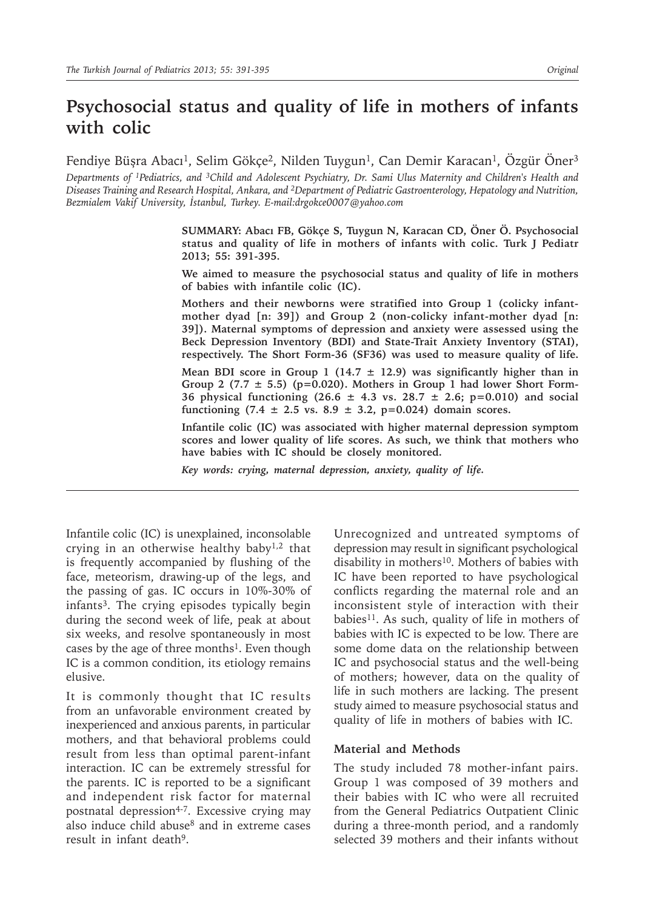# Psychosocial status and quality of life in mothers of infants with colic

Fendiye Büşra Abacı[1], Selim Gökçe[2], Nilden Tuygun[1], Can Demir Karacan[1], Özgür Öner[3]

*Departments of [1]Pediatrics, and [3]Child and Adolescent Psychiatry, Dr. Sami Ulus Maternity and Children's Health and Diseases Training and Research Hospital, Ankara, and [2]Department of Pediatric Gastroenterology, Hepatology and Nutrition, Bezmialem Vakif University, İstanbul, Turkey. E-mail:drgokce0007@yahoo.com*

**SUMMARY: Abacı FB, Gökçe S, Tuygun N, Karacan CD, Öner Ö. Psychosocial status and quality of life in mothers of infants with colic. Turk J Pediatr 2013; 55: 391-395.**

**We aimed to measure the psychosocial status and quality of life in mothers of babies with infantile colic (IC).**

**Mothers and their newborns were stratified into Group 1 (colicky infant-mother dyad [n: 39]) and Group 2 (non-colicky infant-mother dyad [n: 39]). Maternal symptoms of depression and anxiety were assessed using the Beck Depression Inventory (BDI) and State-Trait Anxiety Inventory (STAI), respectively. The Short Form-36 (SF36) was used to measure quality of life.**

**Mean BDI score in Group 1 (14.7 ± 12.9) was significantly higher than in Group 2 (7.7 ± 5.5) (p=0.020). Mothers in Group 1 had lower Short Form-36 physical functioning (26.6 ± 4.3 vs. 28.7 ± 2.6; p=0.010) and social functioning (7.4 ± 2.5 vs. 8.9 ± 3.2, p=0.024) domain scores.**

**Infantile colic (IC) was associated with higher maternal depression symptom scores and lower quality of life scores. As such, we think that mothers who have babies with IC should be closely monitored.**

***Key words: crying, maternal depression, anxiety, quality of life.***

---

Infantile colic (IC) is unexplained, inconsolable crying in an otherwise healthy baby[1,2] that is frequently accompanied by flushing of the face, meteorism, drawing-up of the legs, and the passing of gas. IC occurs in 10%-30% of infants[3]. The crying episodes typically begin during the second week of life, peak at about six weeks, and resolve spontaneously in most cases by the age of three months[1]. Even though IC is a common condition, its etiology remains elusive.

It is commonly thought that IC results from an unfavorable environment created by inexperienced and anxious parents, in particular mothers, and that behavioral problems could result from less than optimal parent-infant interaction. IC can be extremely stressful for the parents. IC is reported to be a significant and independent risk factor for maternal postnatal depression[4-7]. Excessive crying may also induce child abuse[8] and in extreme cases result in infant death[9].

Unrecognized and untreated symptoms of depression may result in significant psychological disability in mothers[10]. Mothers of babies with IC have been reported to have psychological conflicts regarding the maternal role and an inconsistent style of interaction with their babies[11]. As such, quality of life in mothers of babies with IC is expected to be low. There are some dome data on the relationship between IC and psychosocial status and the well-being of mothers; however, data on the quality of life in such mothers are lacking. The present study aimed to measure psychosocial status and quality of life in mothers of babies with IC.

## Material and Methods

The study included 78 mother-infant pairs. Group 1 was composed of 39 mothers and their babies with IC who were all recruited from the General Pediatrics Outpatient Clinic during a three-month period, and a randomly selected 39 mothers and their infants without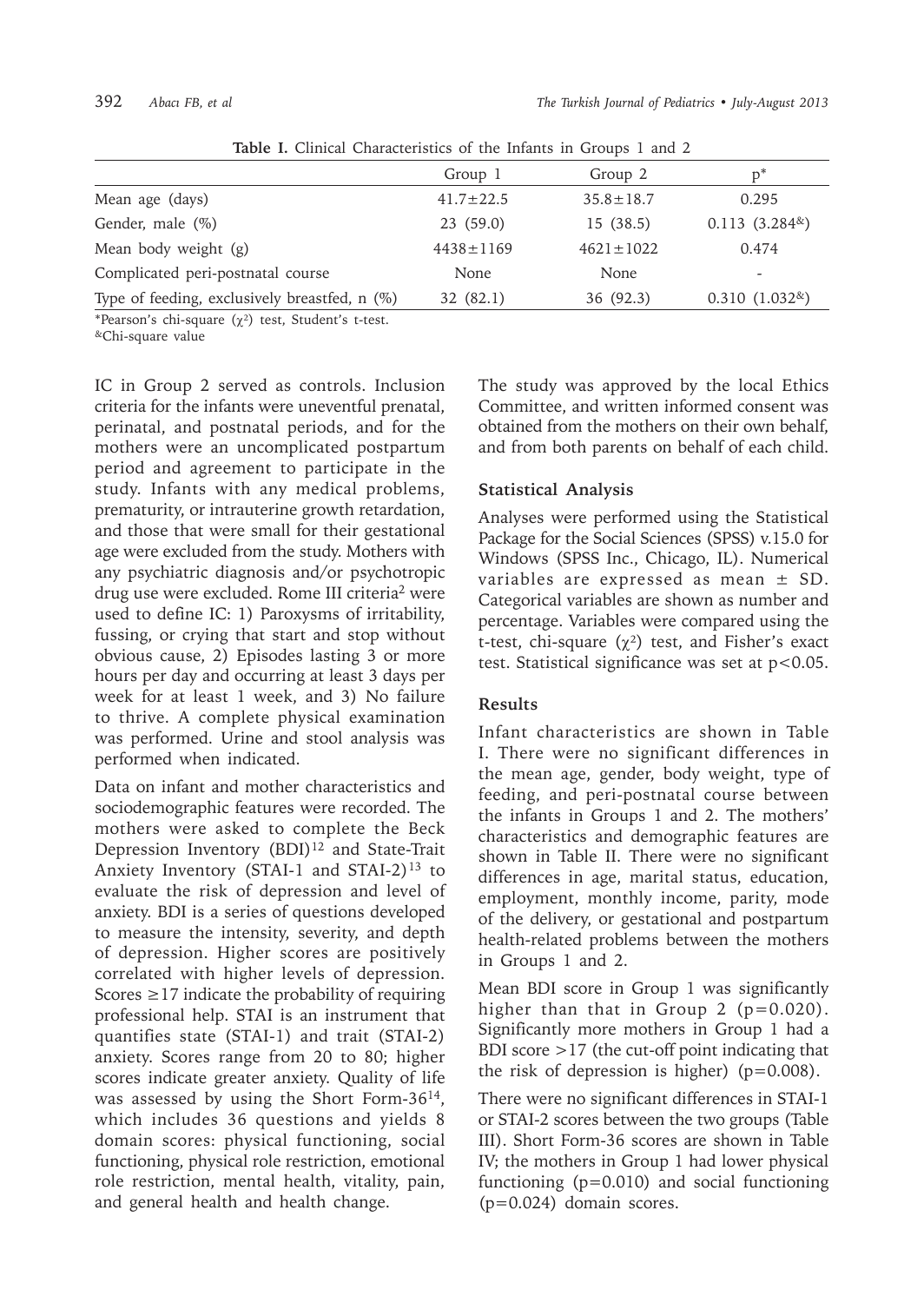**Table I.** Clinical Characteristics of the Infants in Groups 1 and 2

| | Group 1 | Group 2 | p* |
|---|---|---|---|
| Mean age (days) | 41.7±22.5 | 35.8±18.7 | 0.295 |
| Gender, male (%) | 23 (59.0) | 15 (38.5) | 0.113 (3.284[&]) |
| Mean body weight (g) | 4438±1169 | 4621±1022 | 0.474 |
| Complicated peri-postnatal course | None | None | - |
| Type of feeding, exclusively breastfed, n (%) | 32 (82.1) | 36 (92.3) | 0.310 (1.032[&]) |

*Pearson's chi-square ($\chi^2$) test, Student's t-test.
[&]Chi-square value

IC in Group 2 served as controls. Inclusion criteria for the infants were uneventful prenatal, perinatal, and postnatal periods, and for the mothers were an uncomplicated postpartum period and agreement to participate in the study. Infants with any medical problems, prematurity, or intrauterine growth retardation, and those that were small for their gestational age were excluded from the study. Mothers with any psychiatric diagnosis and/or psychotropic drug use were excluded. Rome III criteria[2] were used to define IC: 1) Paroxysms of irritability, fussing, or crying that start and stop without obvious cause, 2) Episodes lasting 3 or more hours per day and occurring at least 3 days per week for at least 1 week, and 3) No failure to thrive. A complete physical examination was performed. Urine and stool analysis was performed when indicated.

Data on infant and mother characteristics and sociodemographic features were recorded. The mothers were asked to complete the Beck Depression Inventory (BDI)[12] and State-Trait Anxiety Inventory (STAI-1 and STAI-2)[13] to evaluate the risk of depression and level of anxiety. BDI is a series of questions developed to measure the intensity, severity, and depth of depression. Higher scores are positively correlated with higher levels of depression. Scores ≥17 indicate the probability of requiring professional help. STAI is an instrument that quantifies state (STAI-1) and trait (STAI-2) anxiety. Scores range from 20 to 80; higher scores indicate greater anxiety. Quality of life was assessed by using the Short Form-36[14], which includes 36 questions and yields 8 domain scores: physical functioning, social functioning, physical role restriction, emotional role restriction, mental health, vitality, pain, and general health and health change.

The study was approved by the local Ethics Committee, and written informed consent was obtained from the mothers on their own behalf, and from both parents on behalf of each child.

### Statistical Analysis

Analyses were performed using the Statistical Package for the Social Sciences (SPSS) v.15.0 for Windows (SPSS Inc., Chicago, IL). Numerical variables are expressed as mean ± SD. Categorical variables are shown as number and percentage. Variables were compared using the t-test, chi-square ($\chi^2$) test, and Fisher's exact test. Statistical significance was set at $p<0.05$.

### Results

Infant characteristics are shown in Table I. There were no significant differences in the mean age, gender, body weight, type of feeding, and peri-postnatal course between the infants in Groups 1 and 2. The mothers' characteristics and demographic features are shown in Table II. There were no significant differences in age, marital status, education, employment, monthly income, parity, mode of the delivery, or gestational and postpartum health-related problems between the mothers in Groups 1 and 2.

Mean BDI score in Group 1 was significantly higher than that in Group 2 ($p=0.020$). Significantly more mothers in Group 1 had a BDI score >17 (the cut-off point indicating that the risk of depression is higher) ($p=0.008$).

There were no significant differences in STAI-1 or STAI-2 scores between the two groups (Table III). Short Form-36 scores are shown in Table IV; the mothers in Group 1 had lower physical functioning ($p=0.010$) and social functioning ($p=0.024$) domain scores.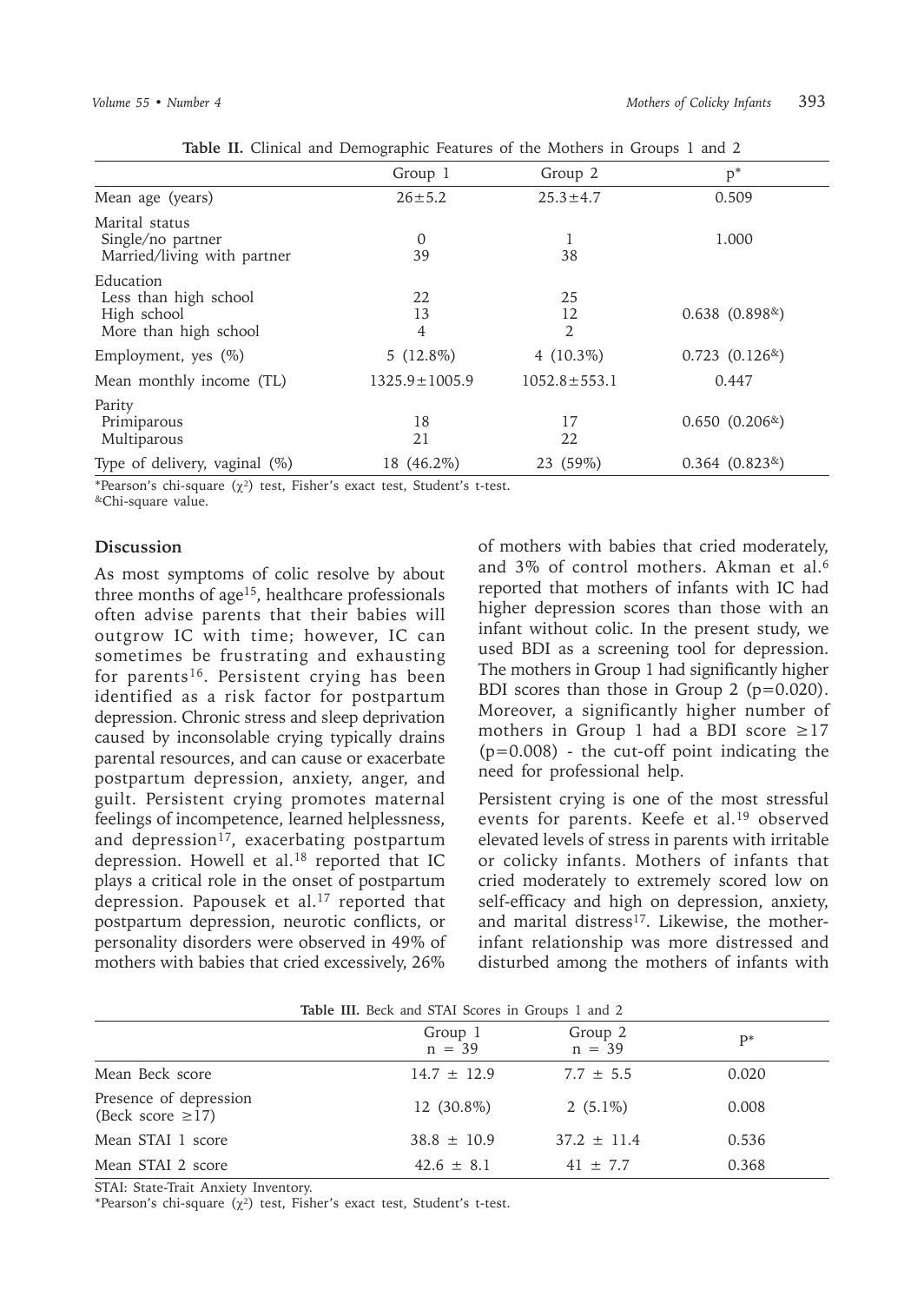**Table II.** Clinical and Demographic Features of the Mothers in Groups 1 and 2

| | Group 1 | Group 2 | p* |
|---|---|---|---|
| Mean age (years) | 26±5.2 | 25.3±4.7 | 0.509 |
| Marital status | | | |
| Single/no partner | 0 | 1 | 1.000 |
| Married/living with partner | 39 | 38 | |
| Education | | | |
| Less than high school | 22 | 25 | |
| High school | 13 | 12 | 0.638 (0.898[&]) |
| More than high school | 4 | 2 | |
| Employment, yes (%) | 5 (12.8%) | 4 (10.3%) | 0.723 (0.126[&]) |
| Mean monthly income (TL) | 1325.9±1005.9 | 1052.8±553.1 | 0.447 |
| Parity | | | |
| Primiparous | 18 | 17 | 0.650 (0.206[&]) |
| Multiparous | 21 | 22 | |
| Type of delivery, vaginal (%) | 18 (46.2%) | 23 (59%) | 0.364 (0.823[&]) |

*Pearson's chi-square ($\chi^2$) test, Fisher's exact test, Student's t-test.
[&]Chi-square value.

## Discussion

As most symptoms of colic resolve by about three months of age[15], healthcare professionals often advise parents that their babies will outgrow IC with time; however, IC can sometimes be frustrating and exhausting for parents[16]. Persistent crying has been identified as a risk factor for postpartum depression. Chronic stress and sleep deprivation caused by inconsolable crying typically drains parental resources, and can cause or exacerbate postpartum depression, anxiety, anger, and guilt. Persistent crying promotes maternal feelings of incompetence, learned helplessness, and depression[17], exacerbating postpartum depression. Howell et al.[18] reported that IC plays a critical role in the onset of postpartum depression. Papousek et al.[17] reported that postpartum depression, neurotic conflicts, or personality disorders were observed in 49% of mothers with babies that cried excessively, 26% of mothers with babies that cried moderately, and 3% of control mothers. Akman et al.[6] reported that mothers of infants with IC had higher depression scores than those with an infant without colic. In the present study, we used BDI as a screening tool for depression. The mothers in Group 1 had significantly higher BDI scores than those in Group 2 (p=0.020). Moreover, a significantly higher number of mothers in Group 1 had a BDI score ≥17 (p=0.008) - the cut-off point indicating the need for professional help.

Persistent crying is one of the most stressful events for parents. Keefe et al.[19] observed elevated levels of stress in parents with irritable or colicky infants. Mothers of infants that cried moderately to extremely scored low on self-efficacy and high on depression, anxiety, and marital distress[17]. Likewise, the mother-infant relationship was more distressed and disturbed among the mothers of infants with

**Table III.** Beck and STAI Scores in Groups 1 and 2

| | Group 1 n = 39 | Group 2 n = 39 | P* |
|---|---|---|---|
| Mean Beck score | 14.7 ± 12.9 | 7.7 ± 5.5 | 0.020 |
| Presence of depression (Beck score ≥17) | 12 (30.8%) | 2 (5.1%) | 0.008 |
| Mean STAI 1 score | 38.8 ± 10.9 | 37.2 ± 11.4 | 0.536 |
| Mean STAI 2 score | 42.6 ± 8.1 | 41 ± 7.7 | 0.368 |

STAI: State-Trait Anxiety Inventory.
*Pearson's chi-square ($\chi^2$) test, Fisher's exact test, Student's t-test.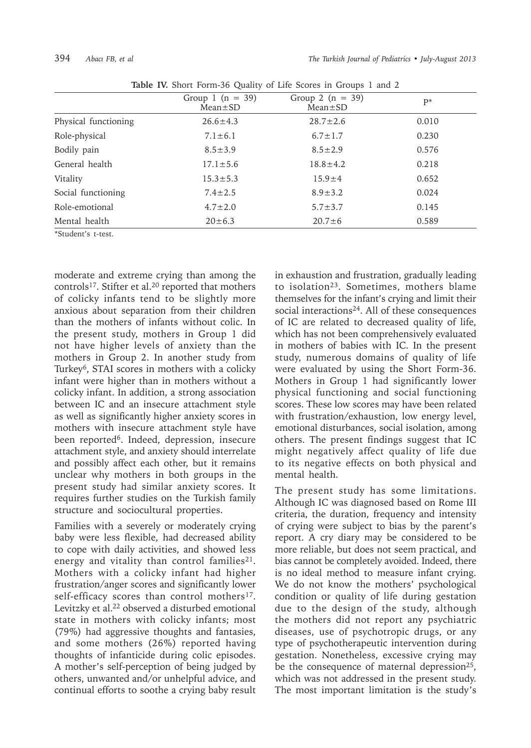**Table IV.** Short Form-36 Quality of Life Scores in Groups 1 and 2

| | Group 1 (n = 39) Mean±SD | Group 2 (n = 39) Mean±SD | P* |
|---|---|---|---|
| Physical functioning | 26.6±4.3 | 28.7±2.6 | 0.010 |
| Role-physical | 7.1±6.1 | 6.7±1.7 | 0.230 |
| Bodily pain | 8.5±3.9 | 8.5±2.9 | 0.576 |
| General health | 17.1±5.6 | 18.8±4.2 | 0.218 |
| Vitality | 15.3±5.3 | 15.9±4 | 0.652 |
| Social functioning | 7.4±2.5 | 8.9±3.2 | 0.024 |
| Role-emotional | 4.7±2.0 | 5.7±3.7 | 0.145 |
| Mental health | 20±6.3 | 20.7±6 | 0.589 |

*Student's t-test.

moderate and extreme crying than among the controls[17]. Stifter et al.[20] reported that mothers of colicky infants tend to be slightly more anxious about separation from their children than the mothers of infants without colic. In the present study, mothers in Group 1 did not have higher levels of anxiety than the mothers in Group 2. In another study from Turkey[6], STAI scores in mothers with a colicky infant were higher than in mothers without a colicky infant. In addition, a strong association between IC and an insecure attachment style as well as significantly higher anxiety scores in mothers with insecure attachment style have been reported[6]. Indeed, depression, insecure attachment style, and anxiety should interrelate and possibly affect each other, but it remains unclear why mothers in both groups in the present study had similar anxiety scores. It requires further studies on the Turkish family structure and sociocultural properties.

Families with a severely or moderately crying baby were less flexible, had decreased ability to cope with daily activities, and showed less energy and vitality than control families[21]. Mothers with a colicky infant had higher frustration/anger scores and significantly lower self-efficacy scores than control mothers[17]. Levitzky et al.[22] observed a disturbed emotional state in mothers with colicky infants; most (79%) had aggressive thoughts and fantasies, and some mothers (26%) reported having thoughts of infanticide during colic episodes. A mother's self-perception of being judged by others, unwanted and/or unhelpful advice, and continual efforts to soothe a crying baby result in exhaustion and frustration, gradually leading to isolation[23]. Sometimes, mothers blame themselves for the infant's crying and limit their social interactions[24]. All of these consequences of IC are related to decreased quality of life, which has not been comprehensively evaluated in mothers of babies with IC. In the present study, numerous domains of quality of life were evaluated by using the Short Form-36. Mothers in Group 1 had significantly lower physical functioning and social functioning scores. These low scores may have been related with frustration/exhaustion, low energy level, emotional disturbances, social isolation, among others. The present findings suggest that IC might negatively affect quality of life due to its negative effects on both physical and mental health.

The present study has some limitations. Although IC was diagnosed based on Rome III criteria, the duration, frequency and intensity of crying were subject to bias by the parent's report. A cry diary may be considered to be more reliable, but does not seem practical, and bias cannot be completely avoided. Indeed, there is no ideal method to measure infant crying. We do not know the mothers' psychological condition or quality of life during gestation due to the design of the study, although the mothers did not report any psychiatric diseases, use of psychotropic drugs, or any type of psychotherapeutic intervention during gestation. Nonetheless, excessive crying may be the consequence of maternal depression[25], which was not addressed in the present study. The most important limitation is the study's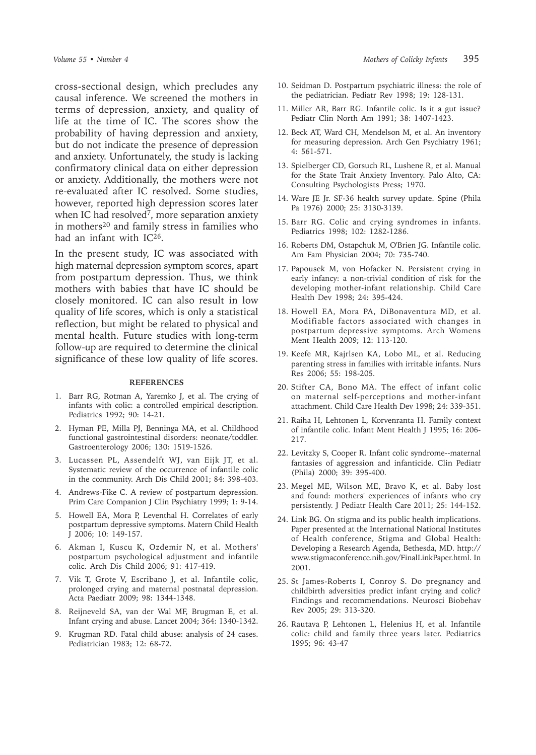cross-sectional design, which precludes any causal inference. We screened the mothers in terms of depression, anxiety, and quality of life at the time of IC. The scores show the probability of having depression and anxiety, but do not indicate the presence of depression and anxiety. Unfortunately, the study is lacking confirmatory clinical data on either depression or anxiety. Additionally, the mothers were not re-evaluated after IC resolved. Some studies, however, reported high depression scores later when IC had resolved[7], more separation anxiety in mothers[20] and family stress in families who had an infant with IC[26].

In the present study, IC was associated with high maternal depression symptom scores, apart from postpartum depression. Thus, we think mothers with babies that have IC should be closely monitored. IC can also result in low quality of life scores, which is only a statistical reflection, but might be related to physical and mental health. Future studies with long-term follow-up are required to determine the clinical significance of these low quality of life scores.

## REFERENCES

1. Barr RG, Rotman A, Yaremko J, et al. The crying of infants with colic: a controlled empirical description. Pediatrics 1992; 90: 14-21.
2. Hyman PE, Milla PJ, Benninga MA, et al. Childhood functional gastrointestinal disorders: neonate/toddler. Gastroenterology 2006; 130: 1519-1526.
3. Lucassen PL, Assendelft WJ, van Eijk JT, et al. Systematic review of the occurrence of infantile colic in the community. Arch Dis Child 2001; 84: 398-403.
4. Andrews-Fike C. A review of postpartum depression. Prim Care Companion J Clin Psychiatry 1999; 1: 9-14.
5. Howell EA, Mora P, Leventhal H. Correlates of early postpartum depressive symptoms. Matern Child Health J 2006; 10: 149-157.
6. Akman I, Kuscu K, Ozdemir N, et al. Mothers' postpartum psychological adjustment and infantile colic. Arch Dis Child 2006; 91: 417-419.
7. Vik T, Grote V, Escribano J, et al. Infantile colic, prolonged crying and maternal postnatal depression. Acta Paediatr 2009; 98: 1344-1348.
8. Reijneveld SA, van der Wal MF, Brugman E, et al. Infant crying and abuse. Lancet 2004; 364: 1340-1342.
9. Krugman RD. Fatal child abuse: analysis of 24 cases. Pediatrician 1983; 12: 68-72.
10. Seidman D. Postpartum psychiatric illness: the role of the pediatrician. Pediatr Rev 1998; 19: 128-131.
11. Miller AR, Barr RG. Infantile colic. Is it a gut issue? Pediatr Clin North Am 1991; 38: 1407-1423.
12. Beck AT, Ward CH, Mendelson M, et al. An inventory for measuring depression. Arch Gen Psychiatry 1961; 4: 561-571.
13. Spielberger CD, Gorsuch RL, Lushene R, et al. Manual for the State Trait Anxiety Inventory. Palo Alto, CA: Consulting Psychologists Press; 1970.
14. Ware JE Jr. SF-36 health survey update. Spine (Phila Pa 1976) 2000; 25: 3130-3139.
15. Barr RG. Colic and crying syndromes in infants. Pediatrics 1998; 102: 1282-1286.
16. Roberts DM, Ostapchuk M, O'Brien JG. Infantile colic. Am Fam Physician 2004; 70: 735-740.
17. Papousek M, von Hofacker N. Persistent crying in early infancy: a non-trivial condition of risk for the developing mother-infant relationship. Child Care Health Dev 1998; 24: 395-424.
18. Howell EA, Mora PA, DiBonaventura MD, et al. Modifiable factors associated with changes in postpartum depressive symptoms. Arch Womens Ment Health 2009; 12: 113-120.
19. Keefe MR, Kajrlsen KA, Lobo ML, et al. Reducing parenting stress in families with irritable infants. Nurs Res 2006; 55: 198-205.
20. Stifter CA, Bono MA. The effect of infant colic on maternal self-perceptions and mother-infant attachment. Child Care Health Dev 1998; 24: 339-351.
21. Raiha H, Lehtonen L, Korvenranta H. Family context of infantile colic. Infant Ment Health J 1995; 16: 206-217.
22. Levitzky S, Cooper R. Infant colic syndrome--maternal fantasies of aggression and infanticide. Clin Pediatr (Phila) 2000; 39: 395-400.
23. Megel ME, Wilson ME, Bravo K, et al. Baby lost and found: mothers' experiences of infants who cry persistently. J Pediatr Health Care 2011; 25: 144-152.
24. Link BG. On stigma and its public health implications. Paper presented at the International National Institutes of Health conference, Stigma and Global Health: Developing a Research Agenda, Bethesda, MD. http://www.stigmaconference.nih.gov/FinalLinkPaper.html. In 2001.
25. St James-Roberts I, Conroy S. Do pregnancy and childbirth adversities predict infant crying and colic? Findings and recommendations. Neurosci Biobehav Rev 2005; 29: 313-320.
26. Rautava P, Lehtonen L, Helenius H, et al. Infantile colic: child and family three years later. Pediatrics 1995; 96: 43-47